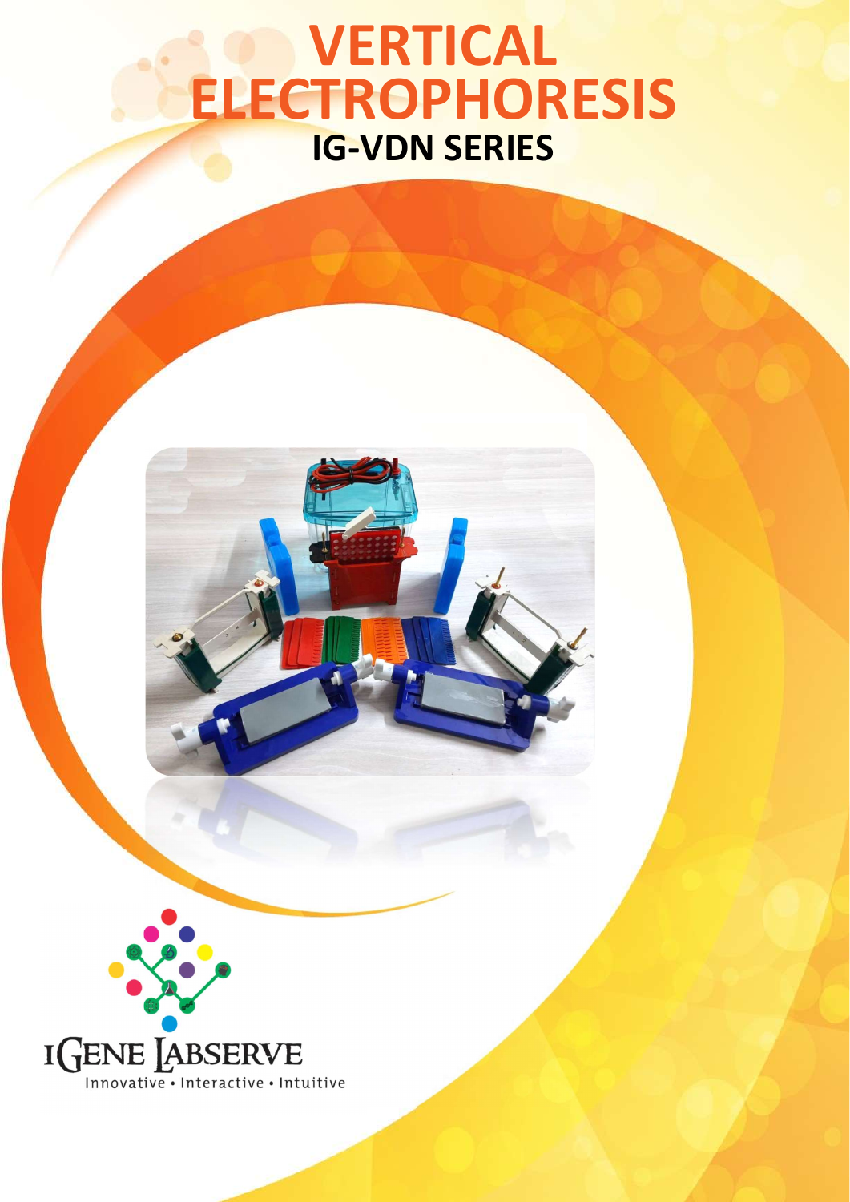# VERTICAL ELECTROPHORESIS

## IG-VDN SERIES

IGENE LABSERVE

Innovative • Interactive • Intuitive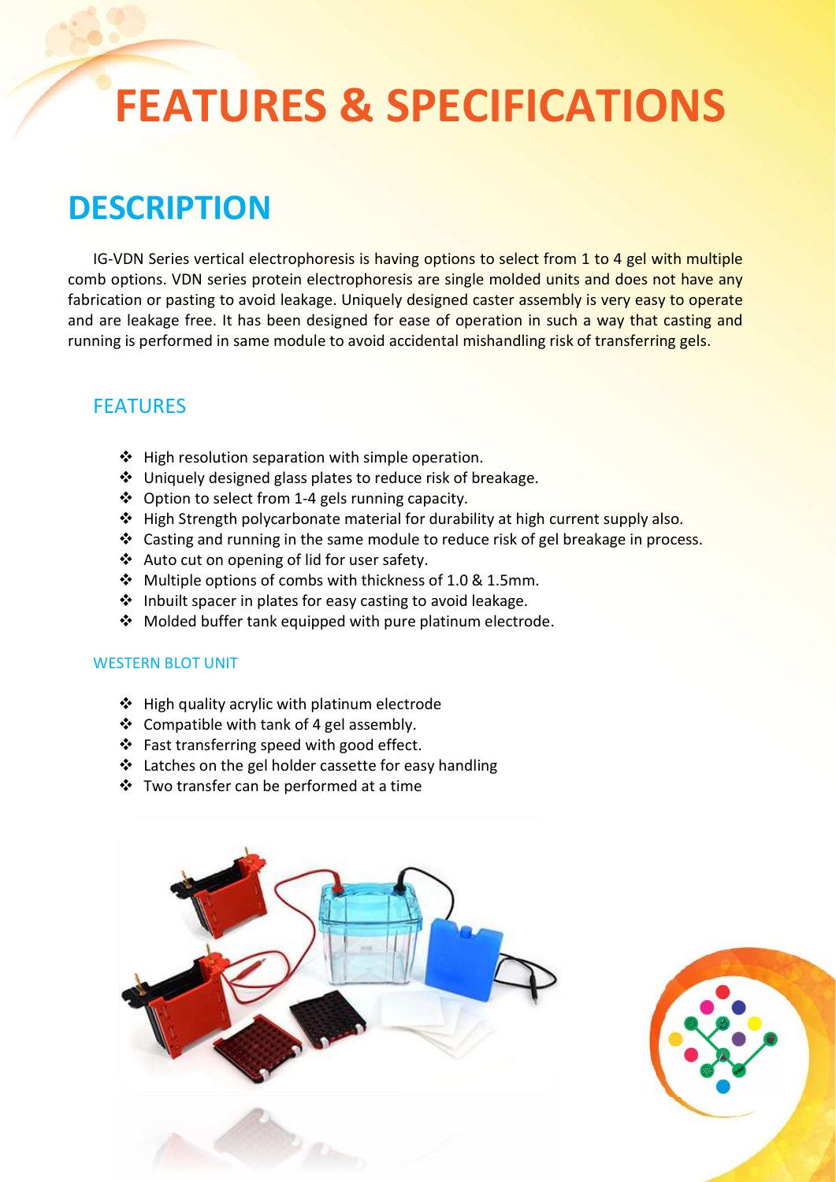# FEATURES & SPECIFICATIONS

## DESCRIPTION

IG-VDN Series vertical electrophoresis is having options to select from 1 to 4 gel with multiple comb options. VDN series protein electrophoresis are single molded units and does not have any fabrication or pasting to avoid leakage. Uniquely designed caster assembly is very easy to operate and are leakage free. It has been designed for ease of operation in such a way that casting and running is performed in same module to avoid accidental mishandling risk of transferring gels.

### FEATURES

- High resolution separation with simple operation.
- Uniquely designed glass plates to reduce risk of breakage.
- Option to select from 1-4 gels running capacity.
- High Strength polycarbonate material for durability at high current supply also.
- Casting and running in the same module to reduce risk of gel breakage in process.
- Auto cut on opening of lid for user safety.
- Multiple options of combs with thickness of 1.0 & 1.5mm.
- Inbuilt spacer in plates for easy casting to avoid leakage.
- Molded buffer tank equipped with pure platinum electrode.

#### WESTERN BLOT UNIT

- High quality acrylic with platinum electrode
- Compatible with tank of 4 gel assembly.
- Fast transferring speed with good effect.
- Latches on the gel holder cassette for easy handling
- Two transfer can be performed at a time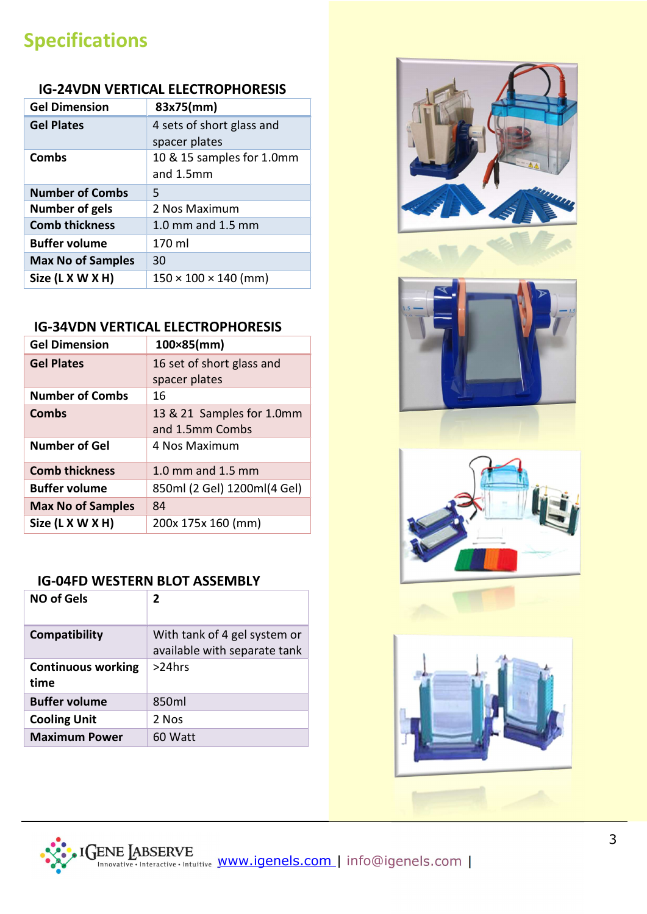## Specifications

### IG-24VDN VERTICAL ELECTROPHORESIS

| Gel Dimension | 83x75(mm) |
|---|---|
| Gel Plates | 4 sets of short glass and spacer plates |
| Combs | 10 & 15 samples for 1.0mm and 1.5mm |
| Number of Combs | 5 |
| Number of gels | 2 Nos Maximum |
| Comb thickness | 1.0 mm and 1.5 mm |
| Buffer volume | 170 ml |
| Max No of Samples | 30 |
| Size (L X W X H) | 150 × 100 × 140 (mm) |

### IG-34VDN VERTICAL ELECTROPHORESIS

| Gel Dimension | 100×85(mm) |
|---|---|
| Gel Plates | 16 set of short glass and spacer plates |
| Number of Combs | 16 |
| Combs | 13 & 21 Samples for 1.0mm and 1.5mm Combs |
| Number of Gel | 4 Nos Maximum |
| Comb thickness | 1.0 mm and 1.5 mm |
| Buffer volume | 850ml (2 Gel) 1200ml(4 Gel) |
| Max No of Samples | 84 |
| Size (L X W X H) | 200x 175x 160 (mm) |

### IG-04FD WESTERN BLOT ASSEMBLY

| NO of Gels | 2 |
|---|---|
| Compatibility | With tank of 4 gel system or available with separate tank |
| Continuous working time | >24hrs |
| Buffer volume | 850ml |
| Cooling Unit | 2 Nos |
| Maximum Power | 60 Watt |

IGENE LABSERVE Innovative • Interactive • Intuitive www.igenels.com | info@igenels.com |